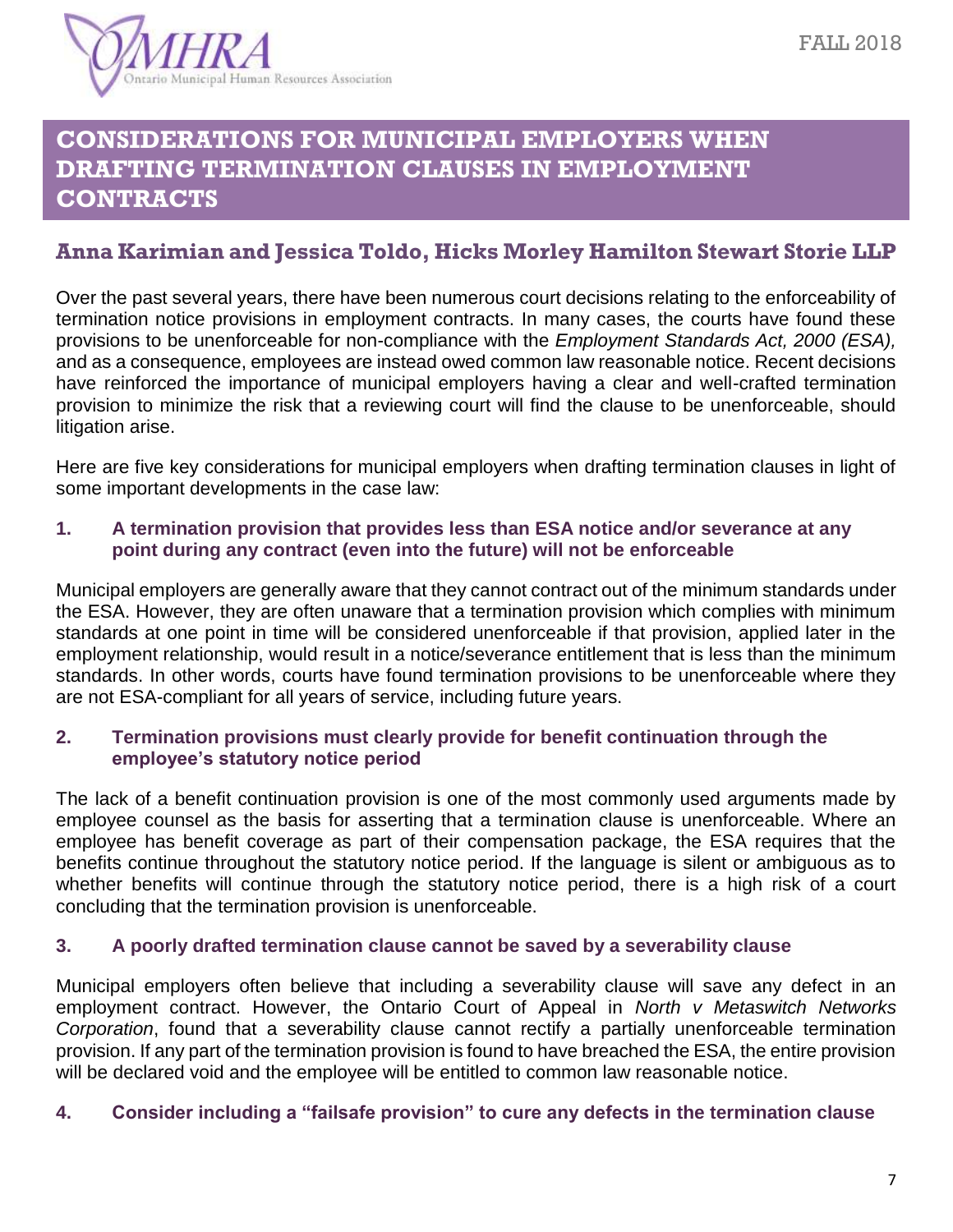# CONSIDERATIONS FOR MUNICIPAL EMPLOYERS WHEN DRAFTING TERMINATION CLAUSES IN EMPLOYMENT CONTRACTS

## Anna Karimian and Jessica Toldo, Hicks Morley Hamilton Stewart Storie LLP

Over the past several years, there have been numerous court decisions relating to the enforceability of termination notice provisions in employment contracts. In many cases, the courts have found these provisions to be unenforceable for non-compliance with the *Employment Standards Act, 2000 (ESA),* and as a consequence, employees are instead owed common law reasonable notice. Recent decisions have reinforced the importance of municipal employers having a clear and well-crafted termination provision to minimize the risk that a reviewing court will find the clause to be unenforceable, should litigation arise.

Here are five key considerations for municipal employers when drafting termination clauses in light of some important developments in the case law:

### 1. A termination provision that provides less than ESA notice and/or severance at any point during any contract (even into the future) will not be enforceable

Municipal employers are generally aware that they cannot contract out of the minimum standards under the ESA. However, they are often unaware that a termination provision which complies with minimum standards at one point in time will be considered unenforceable if that provision, applied later in the employment relationship, would result in a notice/severance entitlement that is less than the minimum standards. In other words, courts have found termination provisions to be unenforceable where they are not ESA-compliant for all years of service, including future years.

### 2. Termination provisions must clearly provide for benefit continuation through the employee's statutory notice period

The lack of a benefit continuation provision is one of the most commonly used arguments made by employee counsel as the basis for asserting that a termination clause is unenforceable. Where an employee has benefit coverage as part of their compensation package, the ESA requires that the benefits continue throughout the statutory notice period. If the language is silent or ambiguous as to whether benefits will continue through the statutory notice period, there is a high risk of a court concluding that the termination provision is unenforceable.

### 3. A poorly drafted termination clause cannot be saved by a severability clause

Municipal employers often believe that including a severability clause will save any defect in an employment contract. However, the Ontario Court of Appeal in *North v Metaswitch Networks Corporation*, found that a severability clause cannot rectify a partially unenforceable termination provision. If any part of the termination provision is found to have breached the ESA, the entire provision will be declared void and the employee will be entitled to common law reasonable notice.

### 4. Consider including a "failsafe provision" to cure any defects in the termination clause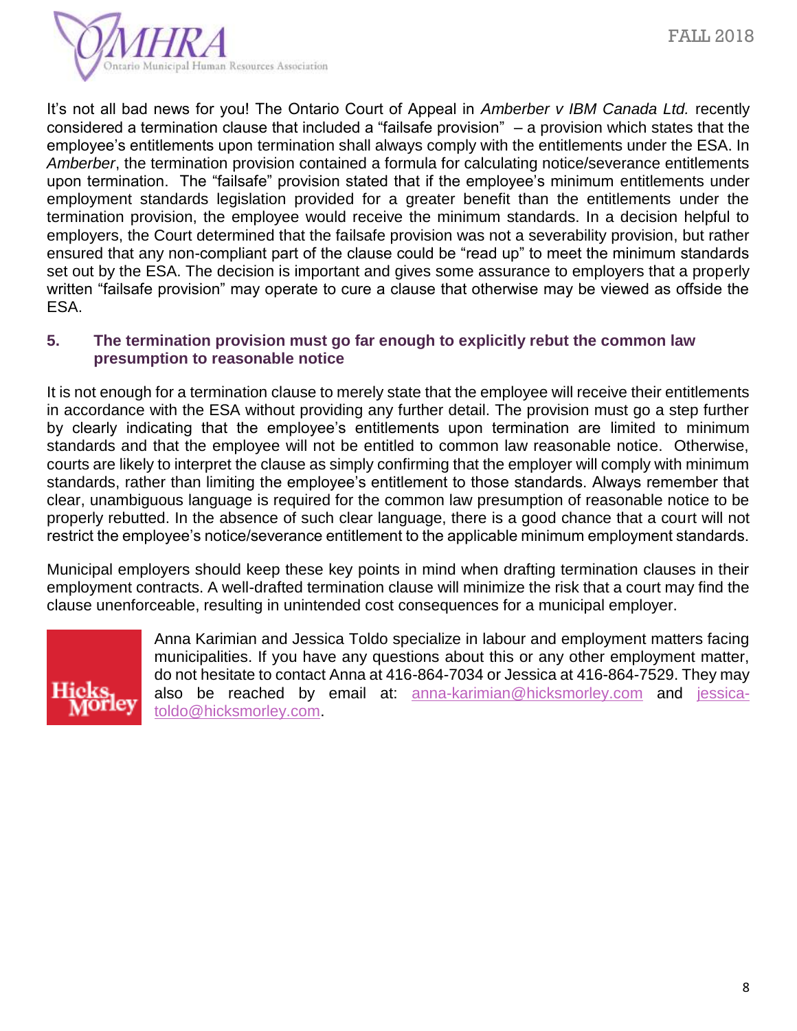It's not all bad news for you! The Ontario Court of Appeal in *Amberber v IBM Canada Ltd.* recently considered a termination clause that included a "failsafe provision" – a provision which states that the employee's entitlements upon termination shall always comply with the entitlements under the ESA. In *Amberber*, the termination provision contained a formula for calculating notice/severance entitlements upon termination. The "failsafe" provision stated that if the employee's minimum entitlements under employment standards legislation provided for a greater benefit than the entitlements under the termination provision, the employee would receive the minimum standards. In a decision helpful to employers, the Court determined that the failsafe provision was not a severability provision, but rather ensured that any non-compliant part of the clause could be "read up" to meet the minimum standards set out by the ESA. The decision is important and gives some assurance to employers that a properly written "failsafe provision" may operate to cure a clause that otherwise may be viewed as offside the ESA.

### 5. The termination provision must go far enough to explicitly rebut the common law presumption to reasonable notice

It is not enough for a termination clause to merely state that the employee will receive their entitlements in accordance with the ESA without providing any further detail. The provision must go a step further by clearly indicating that the employee's entitlements upon termination are limited to minimum standards and that the employee will not be entitled to common law reasonable notice. Otherwise, courts are likely to interpret the clause as simply confirming that the employer will comply with minimum standards, rather than limiting the employee's entitlement to those standards. Always remember that clear, unambiguous language is required for the common law presumption of reasonable notice to be properly rebutted. In the absence of such clear language, there is a good chance that a court will not restrict the employee's notice/severance entitlement to the applicable minimum employment standards.

Municipal employers should keep these key points in mind when drafting termination clauses in their employment contracts. A well-drafted termination clause will minimize the risk that a court may find the clause unenforceable, resulting in unintended cost consequences for a municipal employer.

Anna Karimian and Jessica Toldo specialize in labour and employment matters facing municipalities. If you have any questions about this or any other employment matter, do not hesitate to contact Anna at 416-864-7034 or Jessica at 416-864-7529. They may also be reached by email at: anna-karimian@hicksmorley.com and jessica-toldo@hicksmorley.com.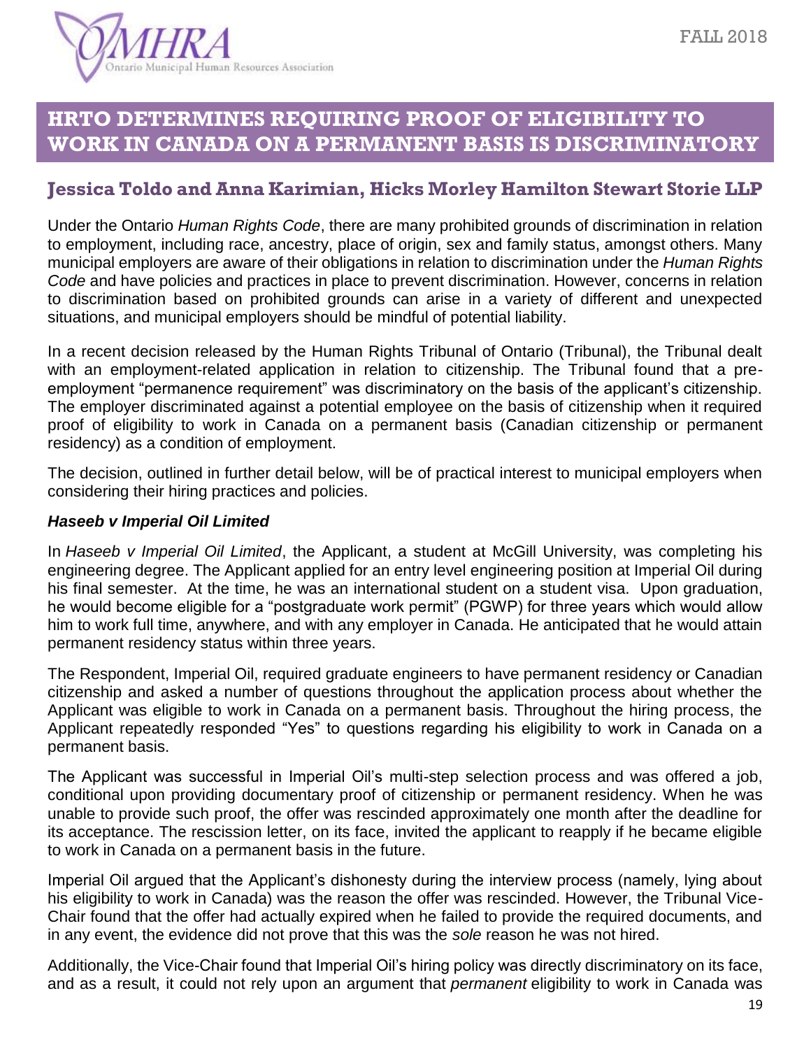# HRTO DETERMINES REQUIRING PROOF OF ELIGIBILITY TO WORK IN CANADA ON A PERMANENT BASIS IS DISCRIMINATORY

## Jessica Toldo and Anna Karimian, Hicks Morley Hamilton Stewart Storie LLP

Under the Ontario *Human Rights Code*, there are many prohibited grounds of discrimination in relation to employment, including race, ancestry, place of origin, sex and family status, amongst others. Many municipal employers are aware of their obligations in relation to discrimination under the *Human Rights Code* and have policies and practices in place to prevent discrimination. However, concerns in relation to discrimination based on prohibited grounds can arise in a variety of different and unexpected situations, and municipal employers should be mindful of potential liability.

In a recent decision released by the Human Rights Tribunal of Ontario (Tribunal), the Tribunal dealt with an employment-related application in relation to citizenship. The Tribunal found that a pre-employment "permanence requirement" was discriminatory on the basis of the applicant's citizenship. The employer discriminated against a potential employee on the basis of citizenship when it required proof of eligibility to work in Canada on a permanent basis (Canadian citizenship or permanent residency) as a condition of employment.

The decision, outlined in further detail below, will be of practical interest to municipal employers when considering their hiring practices and policies.

### *Haseeb v Imperial Oil Limited*

In *Haseeb v Imperial Oil Limited*, the Applicant, a student at McGill University, was completing his engineering degree. The Applicant applied for an entry level engineering position at Imperial Oil during his final semester. At the time, he was an international student on a student visa. Upon graduation, he would become eligible for a "postgraduate work permit" (PGWP) for three years which would allow him to work full time, anywhere, and with any employer in Canada. He anticipated that he would attain permanent residency status within three years.

The Respondent, Imperial Oil, required graduate engineers to have permanent residency or Canadian citizenship and asked a number of questions throughout the application process about whether the Applicant was eligible to work in Canada on a permanent basis. Throughout the hiring process, the Applicant repeatedly responded "Yes" to questions regarding his eligibility to work in Canada on a permanent basis.

The Applicant was successful in Imperial Oil's multi-step selection process and was offered a job, conditional upon providing documentary proof of citizenship or permanent residency. When he was unable to provide such proof, the offer was rescinded approximately one month after the deadline for its acceptance. The rescission letter, on its face, invited the applicant to reapply if he became eligible to work in Canada on a permanent basis in the future.

Imperial Oil argued that the Applicant's dishonesty during the interview process (namely, lying about his eligibility to work in Canada) was the reason the offer was rescinded. However, the Tribunal Vice-Chair found that the offer had actually expired when he failed to provide the required documents, and in any event, the evidence did not prove that this was the *sole* reason he was not hired.

Additionally, the Vice-Chair found that Imperial Oil's hiring policy was directly discriminatory on its face, and as a result, it could not rely upon an argument that *permanent* eligibility to work in Canada was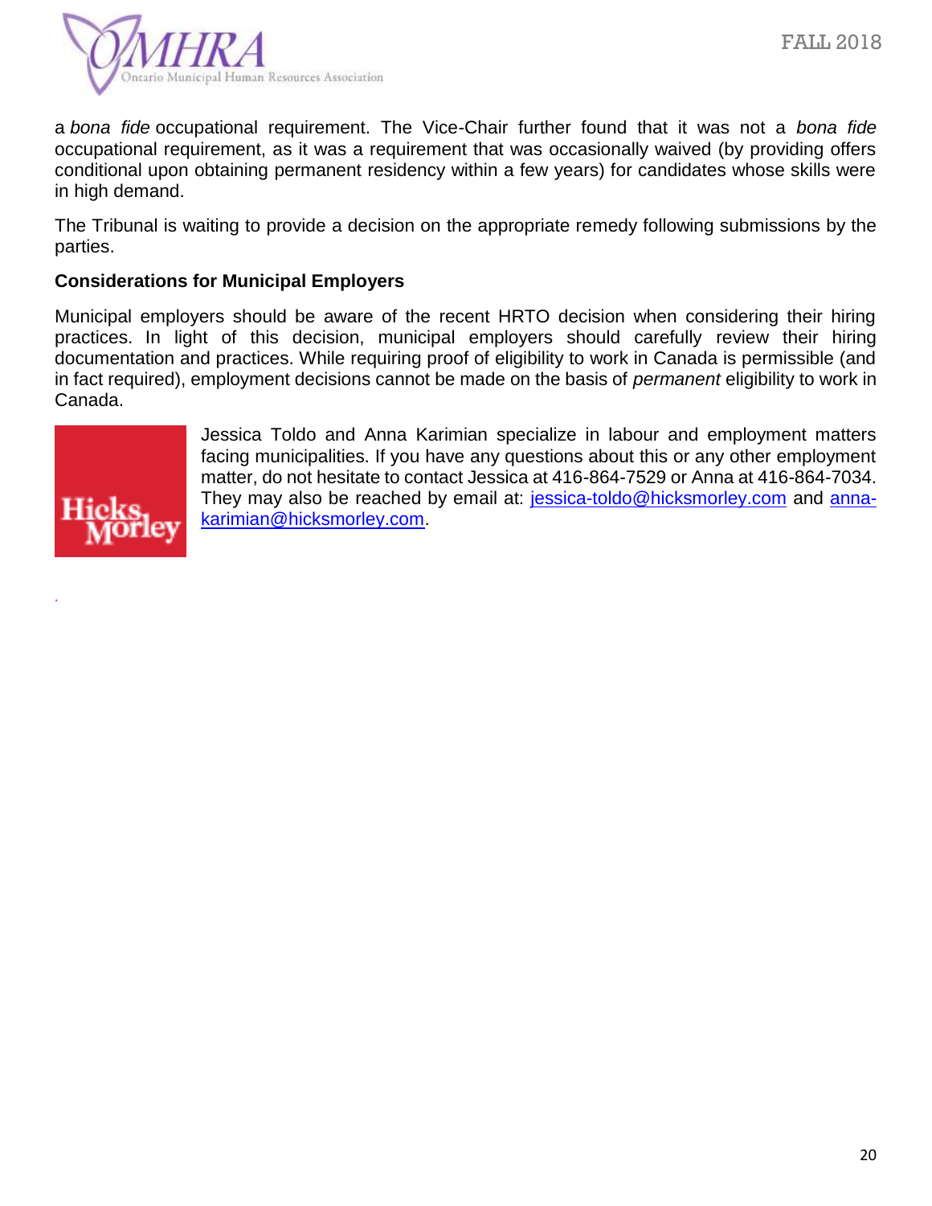a *bona fide* occupational requirement. The Vice-Chair further found that it was not a *bona fide* occupational requirement, as it was a requirement that was occasionally waived (by providing offers conditional upon obtaining permanent residency within a few years) for candidates whose skills were in high demand.

The Tribunal is waiting to provide a decision on the appropriate remedy following submissions by the parties.

**Considerations for Municipal Employers**

Municipal employers should be aware of the recent HRTO decision when considering their hiring practices. In light of this decision, municipal employers should carefully review their hiring documentation and practices. While requiring proof of eligibility to work in Canada is permissible (and in fact required), employment decisions cannot be made on the basis of *permanent* eligibility to work in Canada.

Hicks Morley

Jessica Toldo and Anna Karimian specialize in labour and employment matters facing municipalities. If you have any questions about this or any other employment matter, do not hesitate to contact Jessica at 416-864-7529 or Anna at 416-864-7034. They may also be reached by email at: jessica-toldo@hicksmorley.com and anna-karimian@hicksmorley.com.